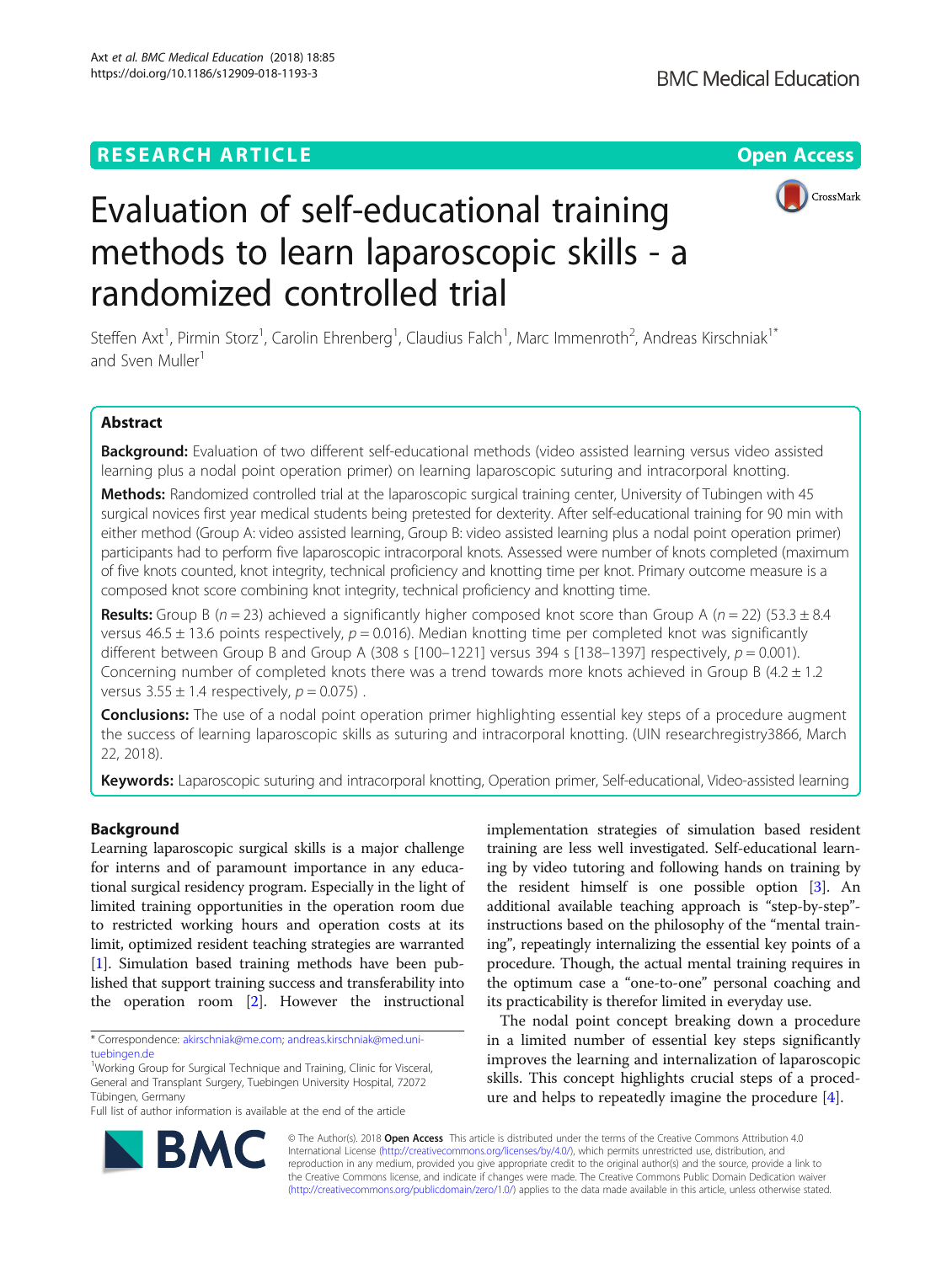RESEARCH ARTICLE

Open Access

# Evaluation of self-educational training methods to learn laparoscopic skills - a randomized controlled trial

Steffen Axt[1], Pirmin Storz[1], Carolin Ehrenberg[1], Claudius Falch[1], Marc Immenroth[2], Andreas Kirschniak[1*] and Sven Muller[1]

## Abstract

**Background:** Evaluation of two different self-educational methods (video assisted learning versus video assisted learning plus a nodal point operation primer) on learning laparoscopic suturing and intracorporal knotting.

**Methods:** Randomized controlled trial at the laparoscopic surgical training center, University of Tubingen with 45 surgical novices first year medical students being pretested for dexterity. After self-educational training for 90 min with either method (Group A: video assisted learning, Group B: video assisted learning plus a nodal point operation primer) participants had to perform five laparoscopic intracorporal knots. Assessed were number of knots completed (maximum of five knots counted, knot integrity, technical proficiency and knotting time per knot. Primary outcome measure is a composed knot score combining knot integrity, technical proficiency and knotting time.

**Results:** Group B ($n = 23$) achieved a significantly higher composed knot score than Group A ($n = 22$) ($53.3 \pm 8.4$ versus $46.5 \pm 13.6$ points respectively, $p = 0.016$). Median knotting time per completed knot was significantly different between Group B and Group A (308 s [100–1221] versus 394 s [138–1397] respectively, $p = 0.001$). Concerning number of completed knots there was a trend towards more knots achieved in Group B ($4.2 \pm 1.2$ versus $3.55 \pm 1.4$ respectively, $p = 0.075$) .

**Conclusions:** The use of a nodal point operation primer highlighting essential key steps of a procedure augment the success of learning laparoscopic skills as suturing and intracorporal knotting. (UIN researchregistry3866, March 22, 2018).

**Keywords:** Laparoscopic suturing and intracorporal knotting, Operation primer, Self-educational, Video-assisted learning

## Background

Learning laparoscopic surgical skills is a major challenge for interns and of paramount importance in any educational surgical residency program. Especially in the light of limited training opportunities in the operation room due to restricted working hours and operation costs at its limit, optimized resident teaching strategies are warranted [1]. Simulation based training methods have been published that support training success and transferability into the operation room [2]. However the instructional implementation strategies of simulation based resident training are less well investigated. Self-educational learning by video tutoring and following hands on training by the resident himself is one possible option [3]. An additional available teaching approach is "step-by-step"-instructions based on the philosophy of the "mental training", repeatingly internalizing the essential key points of a procedure. Though, the actual mental training requires in the optimum case a "one-to-one" personal coaching and its practicability is therefor limited in everyday use.

The nodal point concept breaking down a procedure in a limited number of essential key steps significantly improves the learning and internalization of laparoscopic skills. This concept highlights crucial steps of a procedure and helps to repeatedly imagine the procedure [4].

\* Correspondence: akirschniak@me.com; andreas.kirschniak@med.uni-tuebingen.de

[1]Working Group for Surgical Technique and Training, Clinic for Visceral, General and Transplant Surgery, Tuebingen University Hospital, 72072 Tübingen, Germany

Full list of author information is available at the end of the article

© The Author(s). 2018 **Open Access** This article is distributed under the terms of the Creative Commons Attribution 4.0 International License (http://creativecommons.org/licenses/by/4.0/), which permits unrestricted use, distribution, and reproduction in any medium, provided you give appropriate credit to the original author(s) and the source, provide a link to the Creative Commons license, and indicate if changes were made. The Creative Commons Public Domain Dedication waiver (http://creativecommons.org/publicdomain/zero/1.0/) applies to the data made available in this article, unless otherwise stated.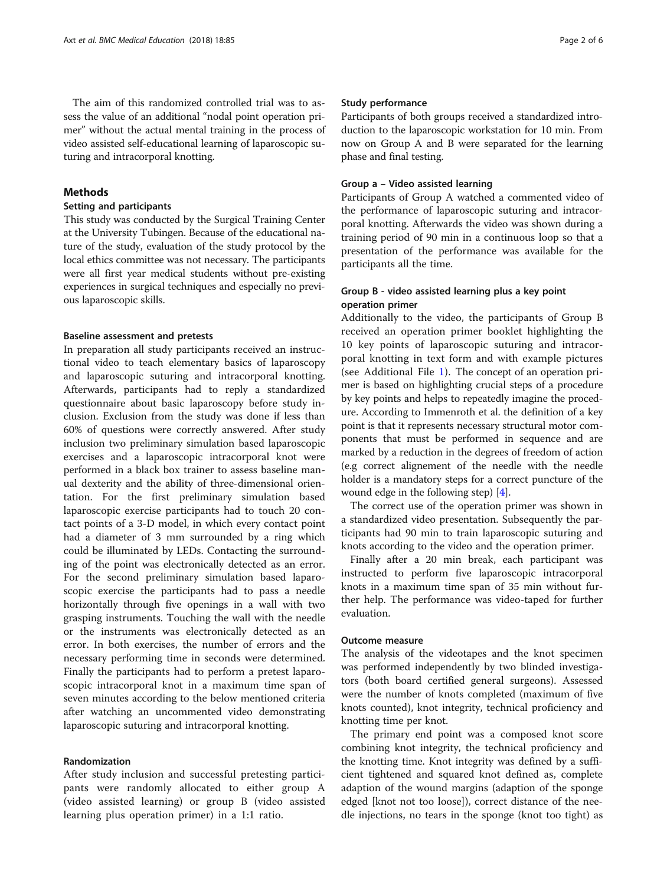The aim of this randomized controlled trial was to assess the value of an additional "nodal point operation primer" without the actual mental training in the process of video assisted self-educational learning of laparoscopic suturing and intracorporal knotting.

## Methods

### Setting and participants

This study was conducted by the Surgical Training Center at the University Tubingen. Because of the educational nature of the study, evaluation of the study protocol by the local ethics committee was not necessary. The participants were all first year medical students without pre-existing experiences in surgical techniques and especially no previous laparoscopic skills.

### Baseline assessment and pretests

In preparation all study participants received an instructional video to teach elementary basics of laparoscopy and laparoscopic suturing and intracorporal knotting. Afterwards, participants had to reply a standardized questionnaire about basic laparoscopy before study inclusion. Exclusion from the study was done if less than 60% of questions were correctly answered. After study inclusion two preliminary simulation based laparoscopic exercises and a laparoscopic intracorporal knot were performed in a black box trainer to assess baseline manual dexterity and the ability of three-dimensional orientation. For the first preliminary simulation based laparoscopic exercise participants had to touch 20 contact points of a 3-D model, in which every contact point had a diameter of 3 mm surrounded by a ring which could be illuminated by LEDs. Contacting the surrounding of the point was electronically detected as an error. For the second preliminary simulation based laparoscopic exercise the participants had to pass a needle horizontally through five openings in a wall with two grasping instruments. Touching the wall with the needle or the instruments was electronically detected as an error. In both exercises, the number of errors and the necessary performing time in seconds were determined. Finally the participants had to perform a pretest laparoscopic intracorporal knot in a maximum time span of seven minutes according to the below mentioned criteria after watching an uncommented video demonstrating laparoscopic suturing and intracorporal knotting.

### Randomization

After study inclusion and successful pretesting participants were randomly allocated to either group A (video assisted learning) or group B (video assisted learning plus operation primer) in a 1:1 ratio.

### Study performance

Participants of both groups received a standardized introduction to the laparoscopic workstation for 10 min. From now on Group A and B were separated for the learning phase and final testing.

### Group a – Video assisted learning

Participants of Group A watched a commented video of the performance of laparoscopic suturing and intracorporal knotting. Afterwards the video was shown during a training period of 90 min in a continuous loop so that a presentation of the performance was available for the participants all the time.

### Group B - video assisted learning plus a key point operation primer

Additionally to the video, the participants of Group B received an operation primer booklet highlighting the 10 key points of laparoscopic suturing and intracorporal knotting in text form and with example pictures (see Additional File 1). The concept of an operation primer is based on highlighting crucial steps of a procedure by key points and helps to repeatedly imagine the procedure. According to Immenroth et al. the definition of a key point is that it represents necessary structural motor components that must be performed in sequence and are marked by a reduction in the degrees of freedom of action (e.g correct alignement of the needle with the needle holder is a mandatory steps for a correct puncture of the wound edge in the following step) [4].

The correct use of the operation primer was shown in a standardized video presentation. Subsequently the participants had 90 min to train laparoscopic suturing and knots according to the video and the operation primer.

Finally after a 20 min break, each participant was instructed to perform five laparoscopic intracorporal knots in a maximum time span of 35 min without further help. The performance was video-taped for further evaluation.

### Outcome measure

The analysis of the videotapes and the knot specimen was performed independently by two blinded investigators (both board certified general surgeons). Assessed were the number of knots completed (maximum of five knots counted), knot integrity, technical proficiency and knotting time per knot.

The primary end point was a composed knot score combining knot integrity, the technical proficiency and the knotting time. Knot integrity was defined by a sufficient tightened and squared knot defined as, complete adaption of the wound margins (adaption of the sponge edged [knot not too loose]), correct distance of the needle injections, no tears in the sponge (knot too tight) as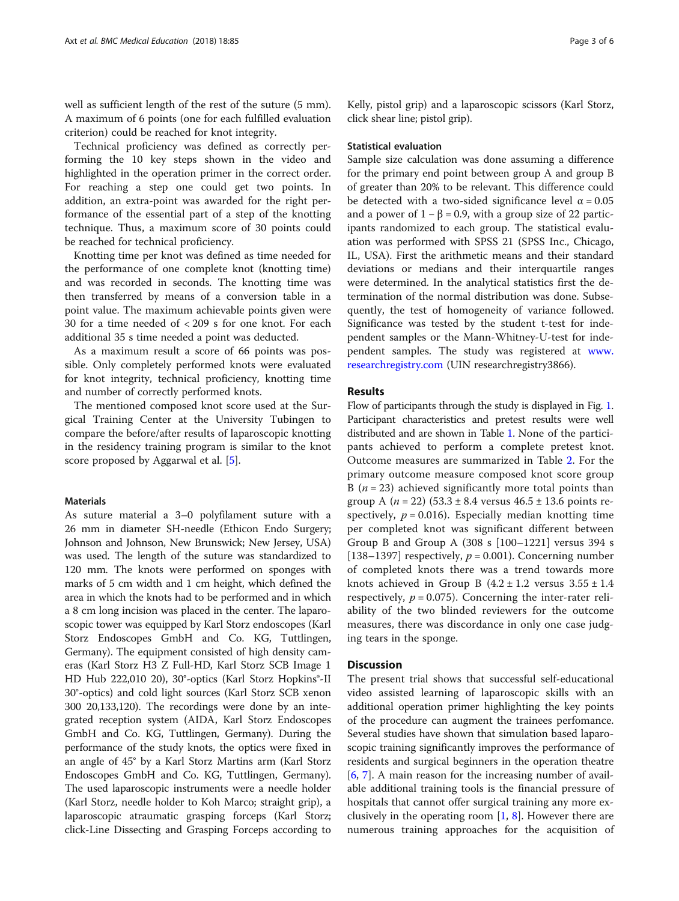well as sufficient length of the rest of the suture (5 mm). A maximum of 6 points (one for each fulfilled evaluation criterion) could be reached for knot integrity.

Technical proficiency was defined as correctly performing the 10 key steps shown in the video and highlighted in the operation primer in the correct order. For reaching a step one could get two points. In addition, an extra-point was awarded for the right performance of the essential part of a step of the knotting technique. Thus, a maximum score of 30 points could be reached for technical proficiency.

Knotting time per knot was defined as time needed for the performance of one complete knot (knotting time) and was recorded in seconds. The knotting time was then transferred by means of a conversion table in a point value. The maximum achievable points given were 30 for a time needed of < 209 s for one knot. For each additional 35 s time needed a point was deducted.

As a maximum result a score of 66 points was possible. Only completely performed knots were evaluated for knot integrity, technical proficiency, knotting time and number of correctly performed knots.

The mentioned composed knot score used at the Surgical Training Center at the University Tubingen to compare the before/after results of laparoscopic knotting in the residency training program is similar to the knot score proposed by Aggarwal et al. [5].

#### Materials

As suture material a 3–0 polyfilament suture with a 26 mm in diameter SH-needle (Ethicon Endo Surgery; Johnson and Johnson, New Brunswick; New Jersey, USA) was used. The length of the suture was standardized to 120 mm. The knots were performed on sponges with marks of 5 cm width and 1 cm height, which defined the area in which the knots had to be performed and in which a 8 cm long incision was placed in the center. The laparoscopic tower was equipped by Karl Storz endoscopes (Karl Storz Endoscopes GmbH and Co. KG, Tuttlingen, Germany). The equipment consisted of high density cameras (Karl Storz H3 Z Full-HD, Karl Storz SCB Image 1 HD Hub 222,010 20), 30°-optics (Karl Storz Hopkins®-II 30°-optics) and cold light sources (Karl Storz SCB xenon 300 20,133,120). The recordings were done by an integrated reception system (AIDA, Karl Storz Endoscopes GmbH and Co. KG, Tuttlingen, Germany). During the performance of the study knots, the optics were fixed in an angle of 45° by a Karl Storz Martins arm (Karl Storz Endoscopes GmbH and Co. KG, Tuttlingen, Germany). The used laparoscopic instruments were a needle holder (Karl Storz, needle holder to Koh Marco; straight grip), a laparoscopic atraumatic grasping forceps (Karl Storz; click-Line Dissecting and Grasping Forceps according to Kelly, pistol grip) and a laparoscopic scissors (Karl Storz, click shear line; pistol grip).

#### Statistical evaluation

Sample size calculation was done assuming a difference for the primary end point between group A and group B of greater than 20% to be relevant. This difference could be detected with a two-sided significance level $\alpha = 0.05$ and a power of $1 - \beta = 0.9$, with a group size of 22 participants randomized to each group. The statistical evaluation was performed with SPSS 21 (SPSS Inc., Chicago, IL, USA). First the arithmetic means and their standard deviations or medians and their interquartile ranges were determined. In the analytical statistics first the determination of the normal distribution was done. Subsequently, the test of homogeneity of variance followed. Significance was tested by the student t-test for independent samples or the Mann-Whitney-U-test for independent samples. The study was registered at www.researchregistry.com (UIN researchregistry3866).

## Results

Flow of participants through the study is displayed in Fig. 1. Participant characteristics and pretest results were well distributed and are shown in Table 1. None of the participants achieved to perform a complete pretest knot. Outcome measures are summarized in Table 2. For the primary outcome measure composed knot score group B ($n = 23$) achieved significantly more total points than group A ($n = 22$) (53.3 ± 8.4 versus 46.5 ± 13.6 points respectively, $p = 0.016$). Especially median knotting time per completed knot was significant different between Group B and Group A (308 s [100–1221] versus 394 s [138–1397] respectively, $p = 0.001$). Concerning number of completed knots there was a trend towards more knots achieved in Group B (4.2 ± 1.2 versus 3.55 ± 1.4 respectively, $p = 0.075$). Concerning the inter-rater reliability of the two blinded reviewers for the outcome measures, there was discordance in only one case judging tears in the sponge.

## Discussion

The present trial shows that successful self-educational video assisted learning of laparoscopic skills with an additional operation primer highlighting the key points of the procedure can augment the trainees perfomance. Several studies have shown that simulation based laparoscopic training significantly improves the performance of residents and surgical beginners in the operation theatre [6, 7]. A main reason for the increasing number of available additional training tools is the financial pressure of hospitals that cannot offer surgical training any more exclusively in the operating room [1, 8]. However there are numerous training approaches for the acquisition of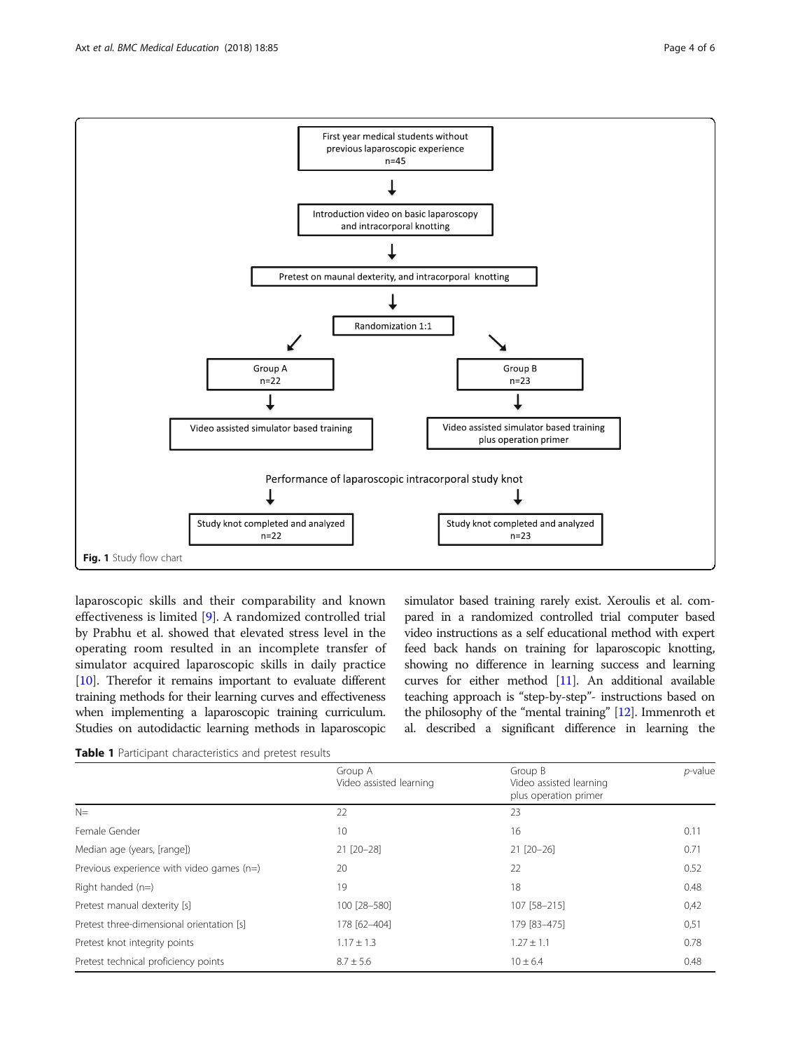First year medical students without previous laparoscopic experience
n=45

↓

Introduction video on basic laparoscopy and intracorporal knotting

↓

Pretest on maunal dexterity, and intracorporal knotting

↓

Randomization 1:1

| Group A n=22 | Group B n=23 |
| --- | --- |
| ↓ | ↓ |
| Video assisted simulator based training | Video assisted simulator based training plus operation primer |

Performance of laparoscopic intracorporal study knot

| ↓ | ↓ |
| --- | --- |
| Study knot completed and analyzed n=22 | Study knot completed and analyzed n=23 |

**Fig. 1** Study flow chart

laparoscopic skills and their comparability and known effectiveness is limited [9]. A randomized controlled trial by Prabhu et al. showed that elevated stress level in the operating room resulted in an incomplete transfer of simulator acquired laparoscopic skills in daily practice [10]. Therefor it remains important to evaluate different training methods for their learning curves and effectiveness when implementing a laparoscopic training curriculum. Studies on autodidactic learning methods in laparoscopic simulator based training rarely exist. Xeroulis et al. compared in a randomized controlled trial computer based video instructions as a self educational method with expert feed back hands on training for laparoscopic knotting, showing no difference in learning success and learning curves for either method [11]. An additional available teaching approach is "step-by-step"- instructions based on the philosophy of the "mental training" [12]. Immenroth et al. described a significant difference in learning the

**Table 1** Participant characteristics and pretest results

| | Group A Video assisted learning | Group B Video assisted learning plus operation primer | *p*-value |
| --- | --- | --- | --- |
| N= | 22 | 23 | |
| Female Gender | 10 | 16 | 0.11 |
| Median age (years, [range]) | 21 [20–28] | 21 [20–26] | 0.71 |
| Previous experience with video games (n=) | 20 | 22 | 0.52 |
| Right handed (n=) | 19 | 18 | 0.48 |
| Pretest manual dexterity [s] | 100 [28–580] | 107 [58–215] | 0,42 |
| Pretest three-dimensional orientation [s] | 178 [62–404] | 179 [83–475] | 0,51 |
| Pretest knot integrity points | 1.17 ± 1.3 | 1.27 ± 1.1 | 0.78 |
| Pretest technical proficiency points | 8.7 ± 5.6 | 10 ± 6.4 | 0.48 |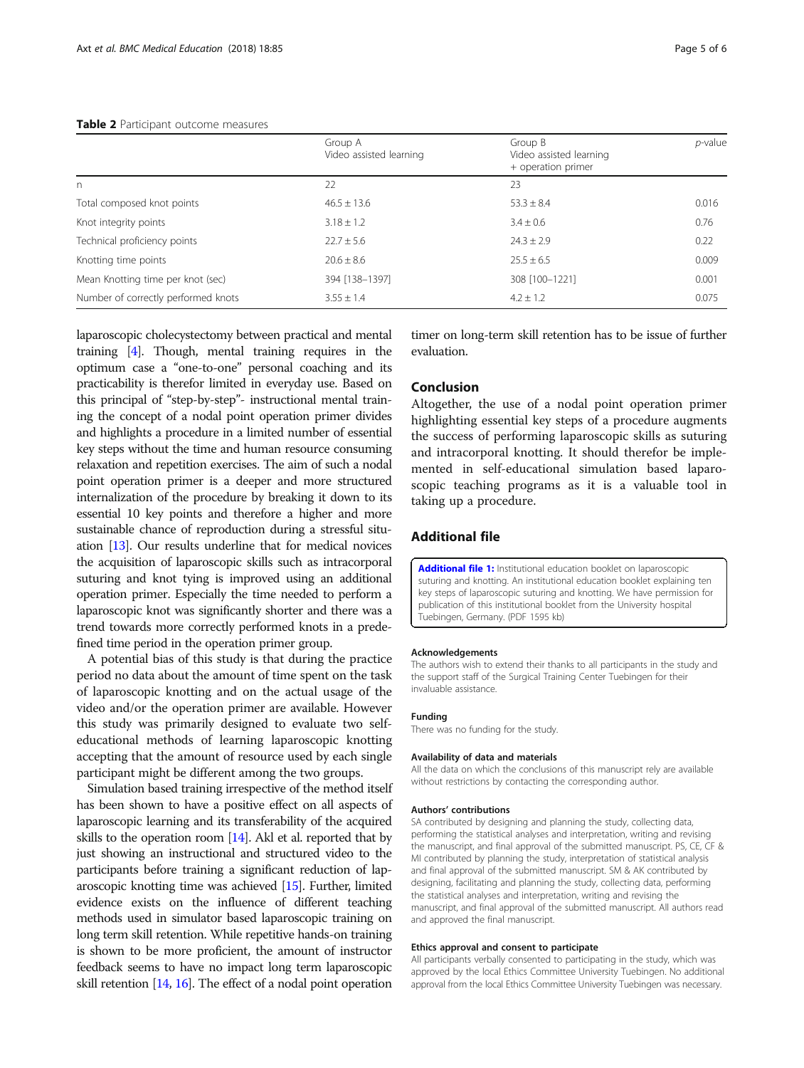**Table 2** Participant outcome measures

| | Group A Video assisted learning | Group B Video assisted learning + operation primer | *p*-value |
|---|---|---|---|
| n | 22 | 23 | |
| Total composed knot points | 46.5 ± 13.6 | 53.3 ± 8.4 | 0.016 |
| Knot integrity points | 3.18 ± 1.2 | 3.4 ± 0.6 | 0.76 |
| Technical proficiency points | 22.7 ± 5.6 | 24.3 ± 2.9 | 0.22 |
| Knotting time points | 20.6 ± 8.6 | 25.5 ± 6.5 | 0.009 |
| Mean Knotting time per knot (sec) | 394 [138–1397] | 308 [100–1221] | 0.001 |
| Number of correctly performed knots | 3.55 ± 1.4 | 4.2 ± 1.2 | 0.075 |

laparoscopic cholecystectomy between practical and mental training [4]. Though, mental training requires in the optimum case a "one-to-one" personal coaching and its practicability is therefor limited in everyday use. Based on this principal of "step-by-step"- instructional mental training the concept of a nodal point operation primer divides and highlights a procedure in a limited number of essential key steps without the time and human resource consuming relaxation and repetition exercises. The aim of such a nodal point operation primer is a deeper and more structured internalization of the procedure by breaking it down to its essential 10 key points and therefore a higher and more sustainable chance of reproduction during a stressful situation [13]. Our results underline that for medical novices the acquisition of laparoscopic skills such as intracorporal suturing and knot tying is improved using an additional operation primer. Especially the time needed to perform a laparoscopic knot was significantly shorter and there was a trend towards more correctly performed knots in a predefined time period in the operation primer group.

A potential bias of this study is that during the practice period no data about the amount of time spent on the task of laparoscopic knotting and on the actual usage of the video and/or the operation primer are available. However this study was primarily designed to evaluate two self-educational methods of learning laparoscopic knotting accepting that the amount of resource used by each single participant might be different among the two groups.

Simulation based training irrespective of the method itself has been shown to have a positive effect on all aspects of laparoscopic learning and its transferability of the acquired skills to the operation room [14]. Akl et al. reported that by just showing an instructional and structured video to the participants before training a significant reduction of laparoscopic knotting time was achieved [15]. Further, limited evidence exists on the influence of different teaching methods used in simulator based laparoscopic training on long term skill retention. While repetitive hands-on training is shown to be more proficient, the amount of instructor feedback seems to have no impact long term laparoscopic skill retention [14, 16]. The effect of a nodal point operation timer on long-term skill retention has to be issue of further evaluation.

## Conclusion

Altogether, the use of a nodal point operation primer highlighting essential key steps of a procedure augments the success of performing laparoscopic skills as suturing and intracorporal knotting. It should therefor be implemented in self-educational simulation based laparoscopic teaching programs as it is a valuable tool in taking up a procedure.

## Additional file

**Additional file 1:** Institutional education booklet on laparoscopic suturing and knotting. An institutional education booklet explaining ten key steps of laparoscopic suturing and knotting. We have permission for publication of this institutional booklet from the University hospital Tuebingen, Germany. (PDF 1595 kb)

### Acknowledgements

The authors wish to extend their thanks to all participants in the study and the support staff of the Surgical Training Center Tuebingen for their invaluable assistance.

### Funding

There was no funding for the study.

### Availability of data and materials

All the data on which the conclusions of this manuscript rely are available without restrictions by contacting the corresponding author.

### Authors' contributions

SA contributed by designing and planning the study, collecting data, performing the statistical analyses and interpretation, writing and revising the manuscript, and final approval of the submitted manuscript. PS, CE, CF & MI contributed by planning the study, interpretation of statistical analysis and final approval of the submitted manuscript. SM & AK contributed by designing, facilitating and planning the study, collecting data, performing the statistical analyses and interpretation, writing and revising the manuscript, and final approval of the submitted manuscript. All authors read and approved the final manuscript.

### Ethics approval and consent to participate

All participants verbally consented to participating in the study, which was approved by the local Ethics Committee University Tuebingen. No additional approval from the local Ethics Committee University Tuebingen was necessary.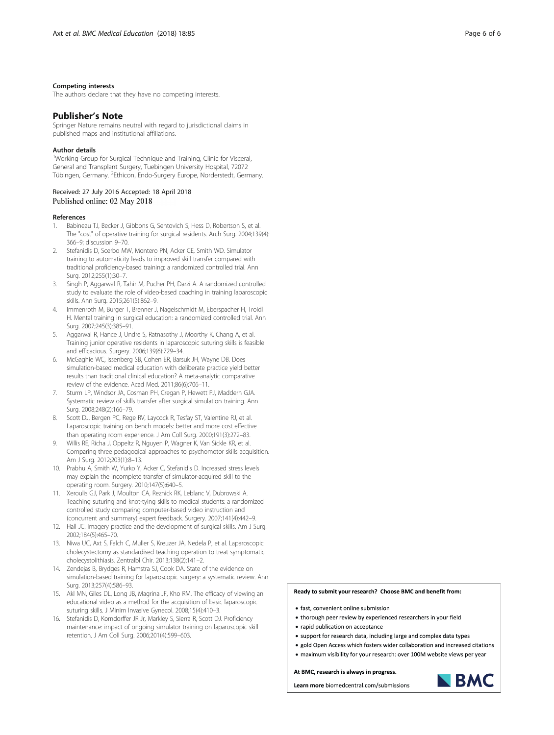#### Competing interests

The authors declare that they have no competing interests.

### Publisher's Note

Springer Nature remains neutral with regard to jurisdictional claims in published maps and institutional affiliations.

#### Author details

[1]Working Group for Surgical Technique and Training, Clinic for Visceral, General and Transplant Surgery, Tuebingen University Hospital, 72072 Tübingen, Germany. [2]Ethicon, Endo-Surgery Europe, Norderstedt, Germany.

Received: 27 July 2016 Accepted: 18 April 2018
Published online: 02 May 2018

#### References

1. Babineau TJ, Becker J, Gibbons G, Sentovich S, Hess D, Robertson S, et al. The "cost" of operative training for surgical residents. Arch Surg. 2004;139(4): 366–9; discussion 9–70.
2. Stefanidis D, Scerbo MW, Montero PN, Acker CE, Smith WD. Simulator training to automaticity leads to improved skill transfer compared with traditional proficiency-based training: a randomized controlled trial. Ann Surg. 2012;255(1):30–7.
3. Singh P, Aggarwal R, Tahir M, Pucher PH, Darzi A. A randomized controlled study to evaluate the role of video-based coaching in training laparoscopic skills. Ann Surg. 2015;261(5):862–9.
4. Immenroth M, Burger T, Brenner J, Nagelschmidt M, Eberspacher H, Troidl H. Mental training in surgical education: a randomized controlled trial. Ann Surg. 2007;245(3):385–91.
5. Aggarwal R, Hance J, Undre S, Ratnasothy J, Moorthy K, Chang A, et al. Training junior operative residents in laparoscopic suturing skills is feasible and efficacious. Surgery. 2006;139(6):729–34.
6. McGaghie WC, Issenberg SB, Cohen ER, Barsuk JH, Wayne DB. Does simulation-based medical education with deliberate practice yield better results than traditional clinical education? A meta-analytic comparative review of the evidence. Acad Med. 2011;86(6):706–11.
7. Sturm LP, Windsor JA, Cosman PH, Cregan P, Hewett PJ, Maddern GJA. Systematic review of skills transfer after surgical simulation training. Ann Surg. 2008;248(2):166–79.
8. Scott DJ, Bergen PC, Rege RV, Laycock R, Tesfay ST, Valentine RJ, et al. Laparoscopic training on bench models: better and more cost effective than operating room experience. J Am Coll Surg. 2000;191(3):272–83.
9. Willis RE, Richa J, Oppeltz R, Nguyen P, Wagner K, Van Sickle KR, et al. Comparing three pedagogical approaches to psychomotor skills acquisition. Am J Surg. 2012;203(1):8–13.
10. Prabhu A, Smith W, Yurko Y, Acker C, Stefanidis D. Increased stress levels may explain the incomplete transfer of simulator-acquired skill to the operating room. Surgery. 2010;147(5):640–5.
11. Xeroulis GJ, Park J, Moulton CA, Reznick RK, Leblanc V, Dubrowski A. Teaching suturing and knot-tying skills to medical students: a randomized controlled study comparing computer-based video instruction and (concurrent and summary) expert feedback. Surgery. 2007;141(4):442–9.
12. Hall JC. Imagery practice and the development of surgical skills. Am J Surg. 2002;184(5):465–70.
13. Niwa UC, Axt S, Falch C, Muller S, Kreuzer JA, Nedela P, et al. Laparoscopic cholecystectomy as standardised teaching operation to treat symptomatic cholecystolithiasis. Zentralbl Chir. 2013;138(2):141–2.
14. Zendejas B, Brydges R, Hamstra SJ, Cook DA. State of the evidence on simulation-based training for laparoscopic surgery: a systematic review. Ann Surg. 2013;257(4):586–93.
15. Akl MN, Giles DL, Long JB, Magrina JF, Kho RM. The efficacy of viewing an educational video as a method for the acquisition of basic laparoscopic suturing skills. J Minim Invasive Gynecol. 2008;15(4):410–3.
16. Stefanidis D, Korndorffer JR Jr, Markley S, Sierra R, Scott DJ. Proficiency maintenance: impact of ongoing simulator training on laparoscopic skill retention. J Am Coll Surg. 2006;201(4):599–603.

**Ready to submit your research? Choose BMC and benefit from:**

- fast, convenient online submission
- thorough peer review by experienced researchers in your field
- rapid publication on acceptance
- support for research data, including large and complex data types
- gold Open Access which fosters wider collaboration and increased citations
- maximum visibility for your research: over 100M website views per year

**At BMC, research is always in progress.**

**Learn more** biomedcentral.com/submissions